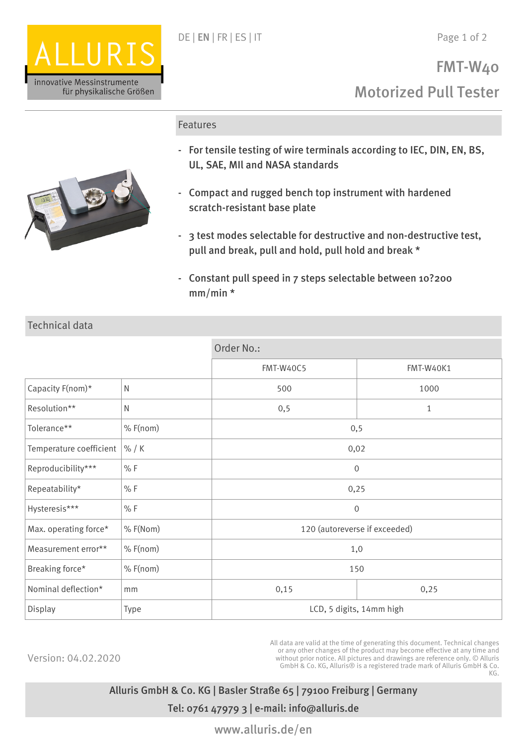ALLURIS

innovative Messinstrumente für physikalische Größen

DE | **EN** | FR | ES | IT

# FMT-W40

# Motorized Pull Tester

## Features

- For tensile testing of wire terminals according to IEC, DIN, EN, BS, UL, SAE, MIl and NASA standards
- Compact and rugged bench top instrument with hardened scratch-resistant base plate
- 3 test modes selectable for destructive and non-destructive test, pull and break, pull and hold, pull hold and break *
- Constant pull speed in 7 steps selectable between 10?200 mm/min *

## Technical data

| | | Order No.: | |
|---|---|---|---|
| | | FMT-W40C5 | FMT-W40K1 |
| Capacity F(nom)* | N | 500 | 1000 |
| Resolution** | N | 0,5 | 1 |
| Tolerance** | % F(nom) | 0,5 | |
| Temperature coefficient | % / K | 0,02 | |
| Reproducibility*** | % F | 0 | |
| Repeatability* | % F | 0,25 | |
| Hysteresis*** | % F | 0 | |
| Max. operating force* | % F(Nom) | 120 (autoreverse if exceeded) | |
| Measurement error** | % F(nom) | 1,0 | |
| Breaking force* | % F(nom) | 150 | |
| Nominal deflection* | mm | 0,15 | 0,25 |
| Display | Type | LCD, 5 digits, 14mm high | |

Version: 04.02.2020

All data are valid at the time of generating this document. Technical changes or any other changes of the product may become effective at any time and without prior notice. All pictures and drawings are reference only. © Alluris GmbH & Co. KG, Alluris® is a registered trade mark of Alluris GmbH & Co. KG.

Alluris GmbH & Co. KG | Basler Straße 65 | 79100 Freiburg | Germany

Tel: 0761 47979 3 | e-mail: info@alluris.de

www.alluris.de/en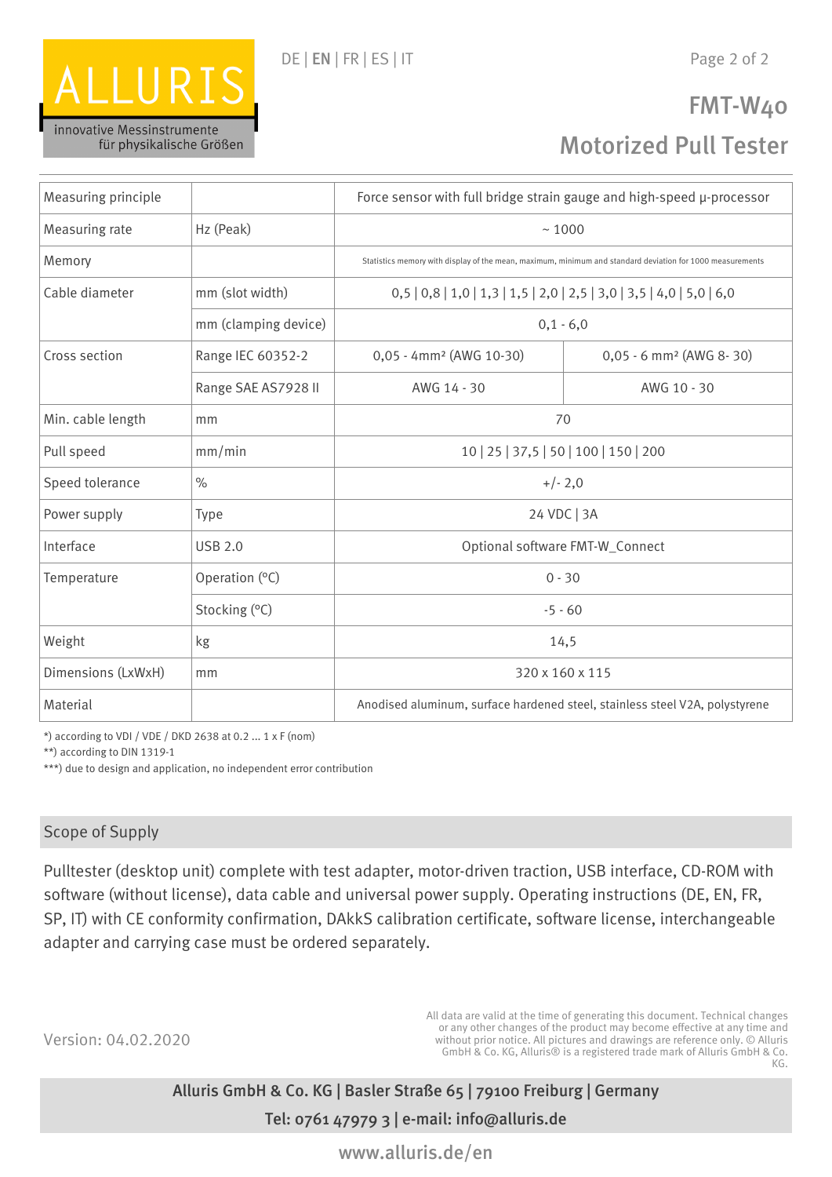# FMT-W40

## Motorized Pull Tester

| | | | |
|---|---|---|---|
| Measuring principle | | Force sensor with full bridge strain gauge and high-speed µ-processor | |
| Measuring rate | Hz (Peak) | ~ 1000 | |
| Memory | | Statistics memory with display of the mean, maximum, minimum and standard deviation for 1000 measurements | |
| Cable diameter | mm (slot width) | 0,5 \| 0,8 \| 1,0 \| 1,3 \| 1,5 \| 2,0 \| 2,5 \| 3,0 \| 3,5 \| 4,0 \| 5,0 \| 6,0 | |
| | mm (clamping device) | 0,1 - 6,0 | |
| Cross section | Range IEC 60352-2 | 0,05 - 4mm² (AWG 10-30) | 0,05 - 6 mm² (AWG 8- 30) |
| | Range SAE AS7928 II | AWG 14 - 30 | AWG 10 - 30 |
| Min. cable length | mm | 70 | |
| Pull speed | mm/min | 10 \| 25 \| 37,5 \| 50 \| 100 \| 150 \| 200 | |
| Speed tolerance | % | +/- 2,0 | |
| Power supply | Type | 24 VDC \| 3A | |
| Interface | USB 2.0 | Optional software FMT-W_Connect | |
| Temperature | Operation (°C) | 0 - 30 | |
| | Stocking (°C) | -5 - 60 | |
| Weight | kg | 14,5 | |
| Dimensions (LxWxH) | mm | 320 x 160 x 115 | |
| Material | | Anodised aluminum, surface hardened steel, stainless steel V2A, polystyrene | |

*) according to VDI / VDE / DKD 2638 at 0.2 ... 1 x F (nom)
**) according to DIN 1319-1
***) due to design and application, no independent error contribution

## Scope of Supply

Pulltester (desktop unit) complete with test adapter, motor-driven traction, USB interface, CD-ROM with software (without license), data cable and universal power supply. Operating instructions (DE, EN, FR, SP, IT) with CE conformity confirmation, DAkkS calibration certificate, software license, interchangeable adapter and carrying case must be ordered separately.

Version: 04.02.2020

All data are valid at the time of generating this document. Technical changes or any other changes of the product may become effective at any time and without prior notice. All pictures and drawings are reference only. © Alluris GmbH & Co. KG, Alluris® is a registered trade mark of Alluris GmbH & Co. KG.

**Alluris GmbH & Co. KG | Basler Straße 65 | 79100 Freiburg | Germany**
**Tel: 0761 47979 3 | e-mail: info@alluris.de**

www.alluris.de/en